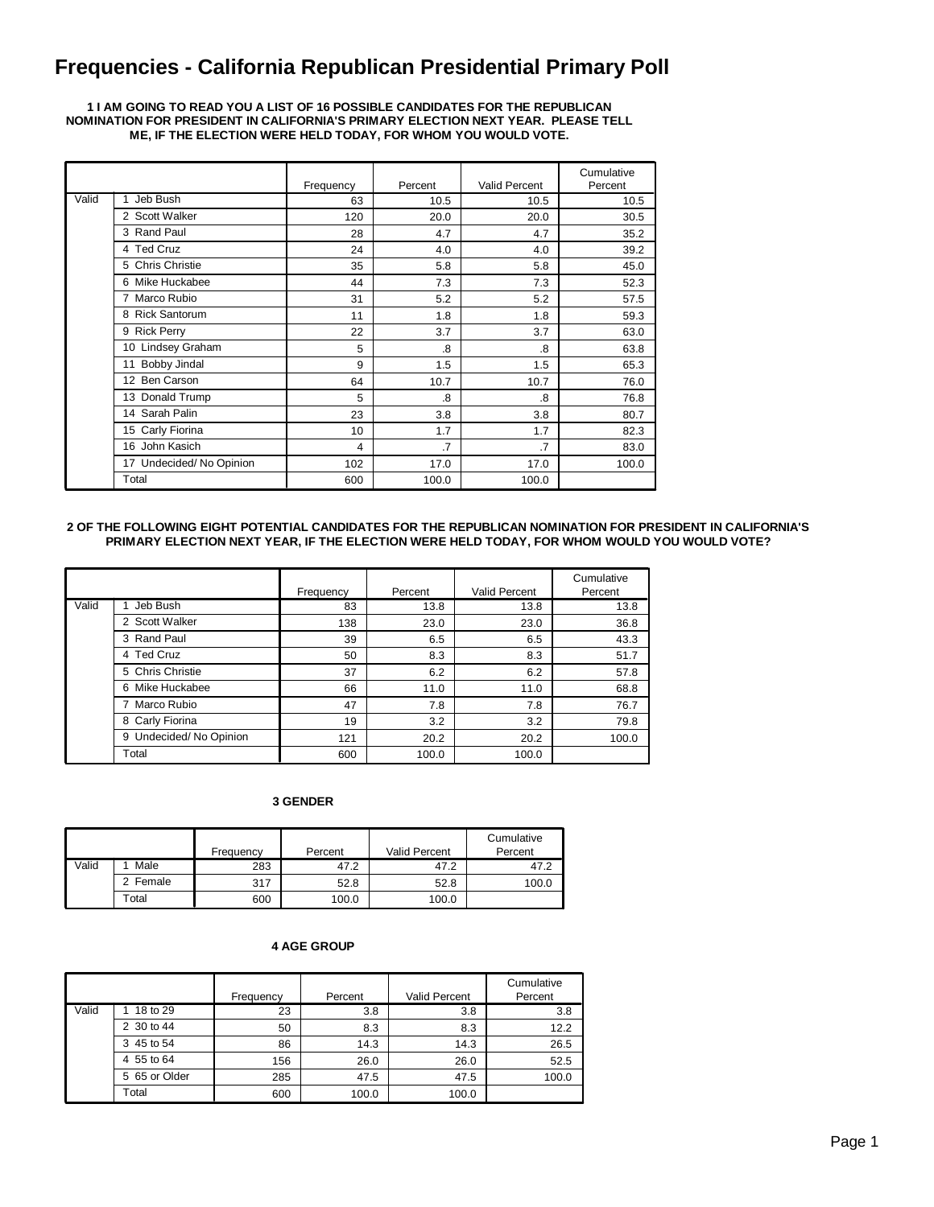# Frequencies - California Republican Presidential Primary Poll

**1 I AM GOING TO READ YOU A LIST OF 16 POSSIBLE CANDIDATES FOR THE REPUBLICAN NOMINATION FOR PRESIDENT IN CALIFORNIA'S PRIMARY ELECTION NEXT YEAR. PLEASE TELL ME, IF THE ELECTION WERE HELD TODAY, FOR WHOM YOU WOULD VOTE.**

| | | Frequency | Percent | Valid Percent | Cumulative Percent |
|---|---|---|---|---|---|
| Valid | 1 Jeb Bush | 63 | 10.5 | 10.5 | 10.5 |
| | 2 Scott Walker | 120 | 20.0 | 20.0 | 30.5 |
| | 3 Rand Paul | 28 | 4.7 | 4.7 | 35.2 |
| | 4 Ted Cruz | 24 | 4.0 | 4.0 | 39.2 |
| | 5 Chris Christie | 35 | 5.8 | 5.8 | 45.0 |
| | 6 Mike Huckabee | 44 | 7.3 | 7.3 | 52.3 |
| | 7 Marco Rubio | 31 | 5.2 | 5.2 | 57.5 |
| | 8 Rick Santorum | 11 | 1.8 | 1.8 | 59.3 |
| | 9 Rick Perry | 22 | 3.7 | 3.7 | 63.0 |
| | 10 Lindsey Graham | 5 | .8 | .8 | 63.8 |
| | 11 Bobby Jindal | 9 | 1.5 | 1.5 | 65.3 |
| | 12 Ben Carson | 64 | 10.7 | 10.7 | 76.0 |
| | 13 Donald Trump | 5 | .8 | .8 | 76.8 |
| | 14 Sarah Palin | 23 | 3.8 | 3.8 | 80.7 |
| | 15 Carly Fiorina | 10 | 1.7 | 1.7 | 82.3 |
| | 16 John Kasich | 4 | .7 | .7 | 83.0 |
| | 17 Undecided/ No Opinion | 102 | 17.0 | 17.0 | 100.0 |
| | Total | 600 | 100.0 | 100.0 | |

**2 OF THE FOLLOWING EIGHT POTENTIAL CANDIDATES FOR THE REPUBLICAN NOMINATION FOR PRESIDENT IN CALIFORNIA'S PRIMARY ELECTION NEXT YEAR, IF THE ELECTION WERE HELD TODAY, FOR WHOM WOULD YOU WOULD VOTE?**

| | | Frequency | Percent | Valid Percent | Cumulative Percent |
|---|---|---|---|---|---|
| Valid | 1 Jeb Bush | 83 | 13.8 | 13.8 | 13.8 |
| | 2 Scott Walker | 138 | 23.0 | 23.0 | 36.8 |
| | 3 Rand Paul | 39 | 6.5 | 6.5 | 43.3 |
| | 4 Ted Cruz | 50 | 8.3 | 8.3 | 51.7 |
| | 5 Chris Christie | 37 | 6.2 | 6.2 | 57.8 |
| | 6 Mike Huckabee | 66 | 11.0 | 11.0 | 68.8 |
| | 7 Marco Rubio | 47 | 7.8 | 7.8 | 76.7 |
| | 8 Carly Fiorina | 19 | 3.2 | 3.2 | 79.8 |
| | 9 Undecided/ No Opinion | 121 | 20.2 | 20.2 | 100.0 |
| | Total | 600 | 100.0 | 100.0 | |

**3 GENDER**

| | | Frequency | Percent | Valid Percent | Cumulative Percent |
|---|---|---|---|---|---|
| Valid | 1 Male | 283 | 47.2 | 47.2 | 47.2 |
| | 2 Female | 317 | 52.8 | 52.8 | 100.0 |
| | Total | 600 | 100.0 | 100.0 | |

**4 AGE GROUP**

| | | Frequency | Percent | Valid Percent | Cumulative Percent |
|---|---|---|---|---|---|
| Valid | 1 18 to 29 | 23 | 3.8 | 3.8 | 3.8 |
| | 2 30 to 44 | 50 | 8.3 | 8.3 | 12.2 |
| | 3 45 to 54 | 86 | 14.3 | 14.3 | 26.5 |
| | 4 55 to 64 | 156 | 26.0 | 26.0 | 52.5 |
| | 5 65 or Older | 285 | 47.5 | 47.5 | 100.0 |
| | Total | 600 | 100.0 | 100.0 | |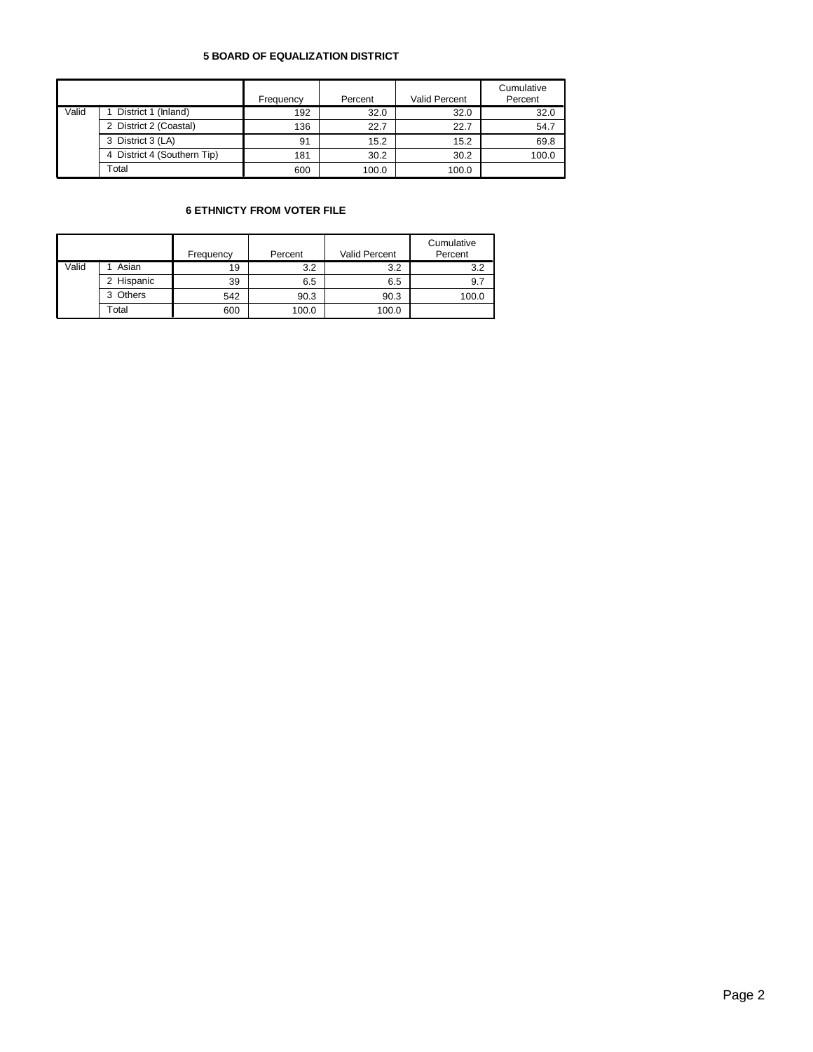**5 BOARD OF EQUALIZATION DISTRICT**

| | | Frequency | Percent | Valid Percent | Cumulative Percent |
|---|---|---|---|---|---|
| Valid | 1 District 1 (Inland) | 192 | 32.0 | 32.0 | 32.0 |
| | 2 District 2 (Coastal) | 136 | 22.7 | 22.7 | 54.7 |
| | 3 District 3 (LA) | 91 | 15.2 | 15.2 | 69.8 |
| | 4 District 4 (Southern Tip) | 181 | 30.2 | 30.2 | 100.0 |
| | Total | 600 | 100.0 | 100.0 | |

**6 ETHNICTY FROM VOTER FILE**

| | | Frequency | Percent | Valid Percent | Cumulative Percent |
|---|---|---|---|---|---|
| Valid | 1 Asian | 19 | 3.2 | 3.2 | 3.2 |
| | 2 Hispanic | 39 | 6.5 | 6.5 | 9.7 |
| | 3 Others | 542 | 90.3 | 90.3 | 100.0 |
| | Total | 600 | 100.0 | 100.0 | |